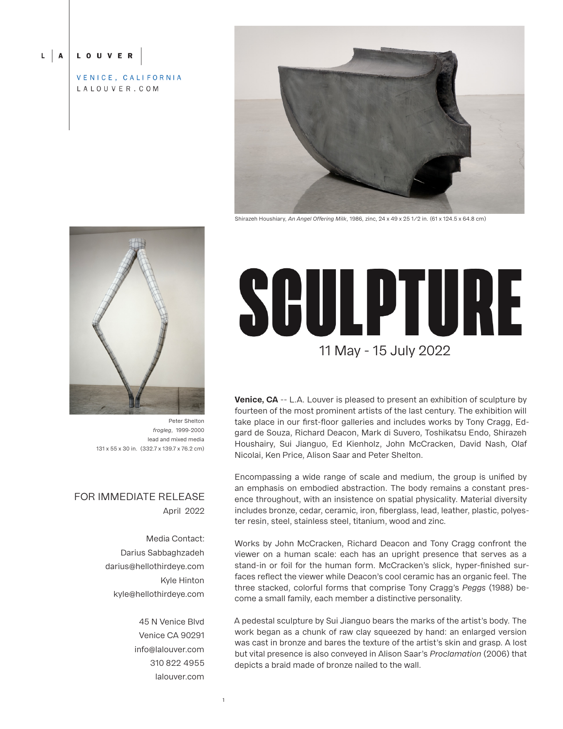L | A | L O U V E R

VENICE, CALIFORNIA
LALOUVER.COM

Shirazeh Houshiary, *An Angel Offering Milk*, 1986, zinc, 24 x 49 x 25 1/2 in. (61 x 124.5 x 64.8 cm)

# SCULPTURE

11 May - 15 July 2022

Peter Shelton
*frogleg*, 1999-2000
lead and mixed media
131 x 55 x 30 in. (332.7 x 139.7 x 76.2 cm)

FOR IMMEDIATE RELEASE
April 2022

Media Contact:
Darius Sabbaghzadeh
darius@hellothirdeye.com
Kyle Hinton
kyle@hellothirdeye.com

45 N Venice Blvd
Venice CA 90291
info@lalouver.com
310 822 4955
lalouver.com

**Venice, CA** -- L.A. Louver is pleased to present an exhibition of sculpture by fourteen of the most prominent artists of the last century. The exhibition will take place in our first-floor galleries and includes works by Tony Cragg, Edgard de Souza, Richard Deacon, Mark di Suvero, Toshikatsu Endo, Shirazeh Houshairy, Sui Jianguo, Ed Kienholz, John McCracken, David Nash, Olaf Nicolai, Ken Price, Alison Saar and Peter Shelton.

Encompassing a wide range of scale and medium, the group is unified by an emphasis on embodied abstraction. The body remains a constant presence throughout, with an insistence on spatial physicality. Material diversity includes bronze, cedar, ceramic, iron, fiberglass, lead, leather, plastic, polyester resin, steel, stainless steel, titanium, wood and zinc.

Works by John McCracken, Richard Deacon and Tony Cragg confront the viewer on a human scale: each has an upright presence that serves as a stand-in or foil for the human form. McCracken's slick, hyper-finished surfaces reflect the viewer while Deacon's cool ceramic has an organic feel. The three stacked, colorful forms that comprise Tony Cragg's *Peggs* (1988) become a small family, each member a distinctive personality.

A pedestal sculpture by Sui Jianguo bears the marks of the artist's body. The work began as a chunk of raw clay squeezed by hand: an enlarged version was cast in bronze and bares the texture of the artist's skin and grasp. A lost but vital presence is also conveyed in Alison Saar's *Proclamation* (2006) that depicts a braid made of bronze nailed to the wall.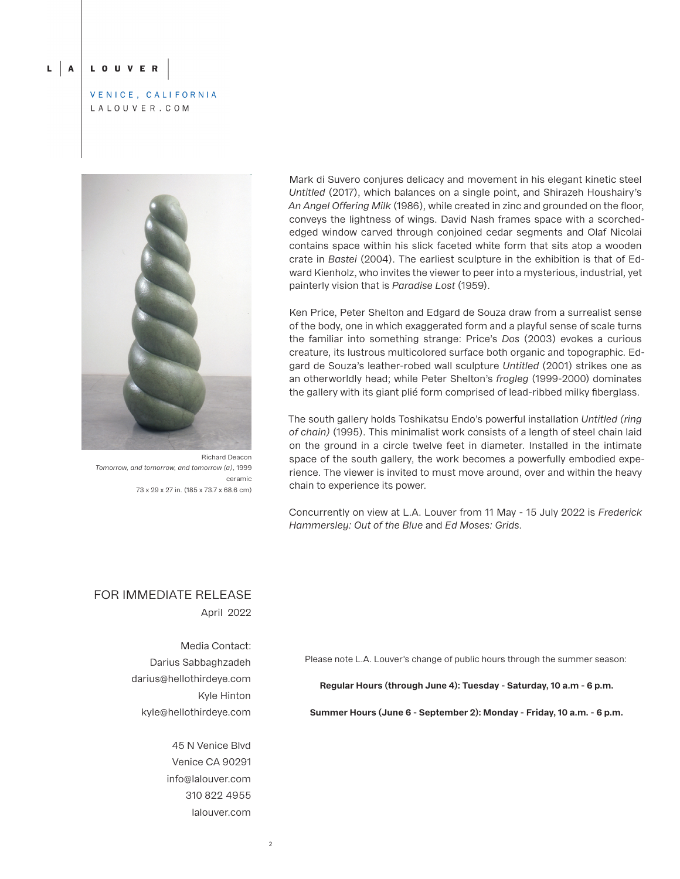L | A LOUVER

VENICE, CALIFORNIA
LALOUVER.COM

Richard Deacon
*Tomorrow, and tomorrow, and tomorrow (a)*, 1999
ceramic
73 x 29 x 27 in. (185 x 73.7 x 68.6 cm)

Mark di Suvero conjures delicacy and movement in his elegant kinetic steel *Untitled* (2017), which balances on a single point, and Shirazeh Houshairy's *An Angel Offering Milk* (1986), while created in zinc and grounded on the floor, conveys the lightness of wings. David Nash frames space with a scorched-edged window carved through conjoined cedar segments and Olaf Nicolai contains space within his slick faceted white form that sits atop a wooden crate in *Bastei* (2004). The earliest sculpture in the exhibition is that of Edward Kienholz, who invites the viewer to peer into a mysterious, industrial, yet painterly vision that is *Paradise Lost* (1959).

Ken Price, Peter Shelton and Edgard de Souza draw from a surrealist sense of the body, one in which exaggerated form and a playful sense of scale turns the familiar into something strange: Price's *Dos* (2003) evokes a curious creature, its lustrous multicolored surface both organic and topographic. Edgard de Souza's leather-robed wall sculpture *Untitled* (2001) strikes one as an otherworldly head; while Peter Shelton's *frogleg* (1999-2000) dominates the gallery with its giant plié form comprised of lead-ribbed milky fiberglass.

The south gallery holds Toshikatsu Endo's powerful installation *Untitled (ring of chain)* (1995). This minimalist work consists of a length of steel chain laid on the ground in a circle twelve feet in diameter. Installed in the intimate space of the south gallery, the work becomes a powerfully embodied experience. The viewer is invited to must move around, over and within the heavy chain to experience its power.

Concurrently on view at L.A. Louver from 11 May - 15 July 2022 is *Frederick Hammersley: Out of the Blue* and *Ed Moses: Grids*.

FOR IMMEDIATE RELEASE
April 2022

Media Contact:
Darius Sabbaghzadeh
darius@hellothirdeye.com
Kyle Hinton
kyle@hellothirdeye.com

45 N Venice Blvd
Venice CA 90291
info@lalouver.com
310 822 4955
lalouver.com

Please note L.A. Louver's change of public hours through the summer season:

**Regular Hours (through June 4): Tuesday - Saturday, 10 a.m - 6 p.m.**

**Summer Hours (June 6 - September 2): Monday - Friday, 10 a.m. - 6 p.m.**